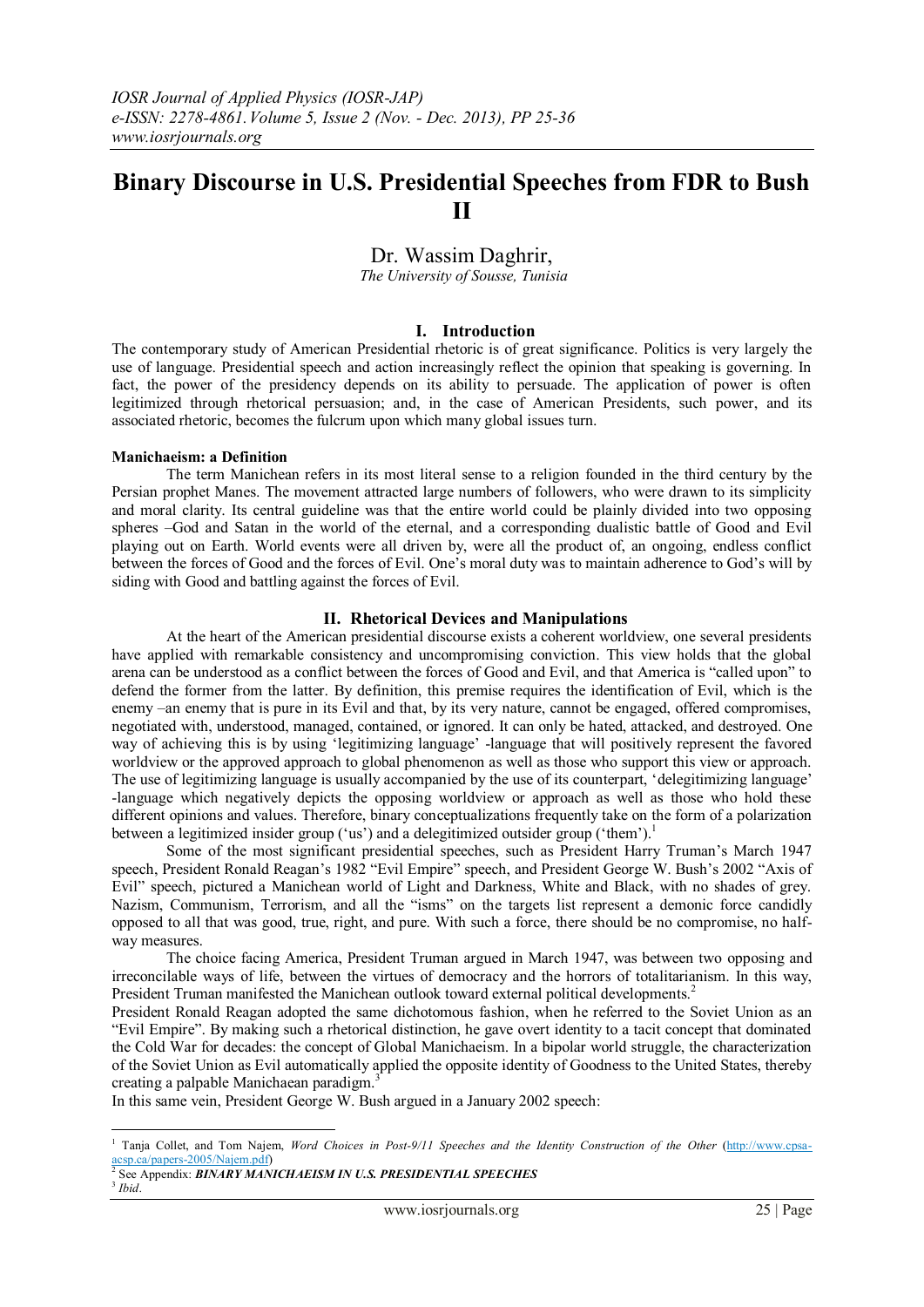# Binary Discourse in U.S. Presidential Speeches from FDR to Bush II

Dr. Wassim Daghrir,

*The University of Sousse, Tunisia*

## I. Introduction

The contemporary study of American Presidential rhetoric is of great significance. Politics is very largely the use of language. Presidential speech and action increasingly reflect the opinion that speaking is governing. In fact, the power of the presidency depends on its ability to persuade. The application of power is often legitimized through rhetorical persuasion; and, in the case of American Presidents, such power, and its associated rhetoric, becomes the fulcrum upon which many global issues turn.

**Manichaeism: a Definition**

The term Manichean refers in its most literal sense to a religion founded in the third century by the Persian prophet Manes. The movement attracted large numbers of followers, who were drawn to its simplicity and moral clarity. Its central guideline was that the entire world could be plainly divided into two opposing spheres –God and Satan in the world of the eternal, and a corresponding dualistic battle of Good and Evil playing out on Earth. World events were all driven by, were all the product of, an ongoing, endless conflict between the forces of Good and the forces of Evil. One's moral duty was to maintain adherence to God's will by siding with Good and battling against the forces of Evil.

## II. Rhetorical Devices and Manipulations

At the heart of the American presidential discourse exists a coherent worldview, one several presidents have applied with remarkable consistency and uncompromising conviction. This view holds that the global arena can be understood as a conflict between the forces of Good and Evil, and that America is "called upon" to defend the former from the latter. By definition, this premise requires the identification of Evil, which is the enemy –an enemy that is pure in its Evil and that, by its very nature, cannot be engaged, offered compromises, negotiated with, understood, managed, contained, or ignored. It can only be hated, attacked, and destroyed. One way of achieving this is by using 'legitimizing language' -language that will positively represent the favored worldview or the approved approach to global phenomenon as well as those who support this view or approach. The use of legitimizing language is usually accompanied by the use of its counterpart, 'delegitimizing language' -language which negatively depicts the opposing worldview or approach as well as those who hold these different opinions and values. Therefore, binary conceptualizations frequently take on the form of a polarization between a legitimized insider group ('us') and a delegitimized outsider group ('them').[1]

Some of the most significant presidential speeches, such as President Harry Truman's March 1947 speech, President Ronald Reagan's 1982 "Evil Empire" speech, and President George W. Bush's 2002 "Axis of Evil" speech, pictured a Manichean world of Light and Darkness, White and Black, with no shades of grey. Nazism, Communism, Terrorism, and all the "isms" on the targets list represent a demonic force candidly opposed to all that was good, true, right, and pure. With such a force, there should be no compromise, no half-way measures.

The choice facing America, President Truman argued in March 1947, was between two opposing and irreconcilable ways of life, between the virtues of democracy and the horrors of totalitarianism. In this way, President Truman manifested the Manichean outlook toward external political developments.[2]

President Ronald Reagan adopted the same dichotomous fashion, when he referred to the Soviet Union as an "Evil Empire". By making such a rhetorical distinction, he gave overt identity to a tacit concept that dominated the Cold War for decades: the concept of Global Manichaeism. In a bipolar world struggle, the characterization of the Soviet Union as Evil automatically applied the opposite identity of Goodness to the United States, thereby creating a palpable Manichaean paradigm.[3]

In this same vein, President George W. Bush argued in a January 2002 speech:

---

[1] Tanja Collet, and Tom Najem, *Word Choices in Post-9/11 Speeches and the Identity Construction of the Other* (http://www.cpsa-acsp.ca/papers-2005/Najem.pdf)

[2] See Appendix: ***BINARY MANICHAEISM IN U.S. PRESIDENTIAL SPEECHES***

[3] *Ibid*.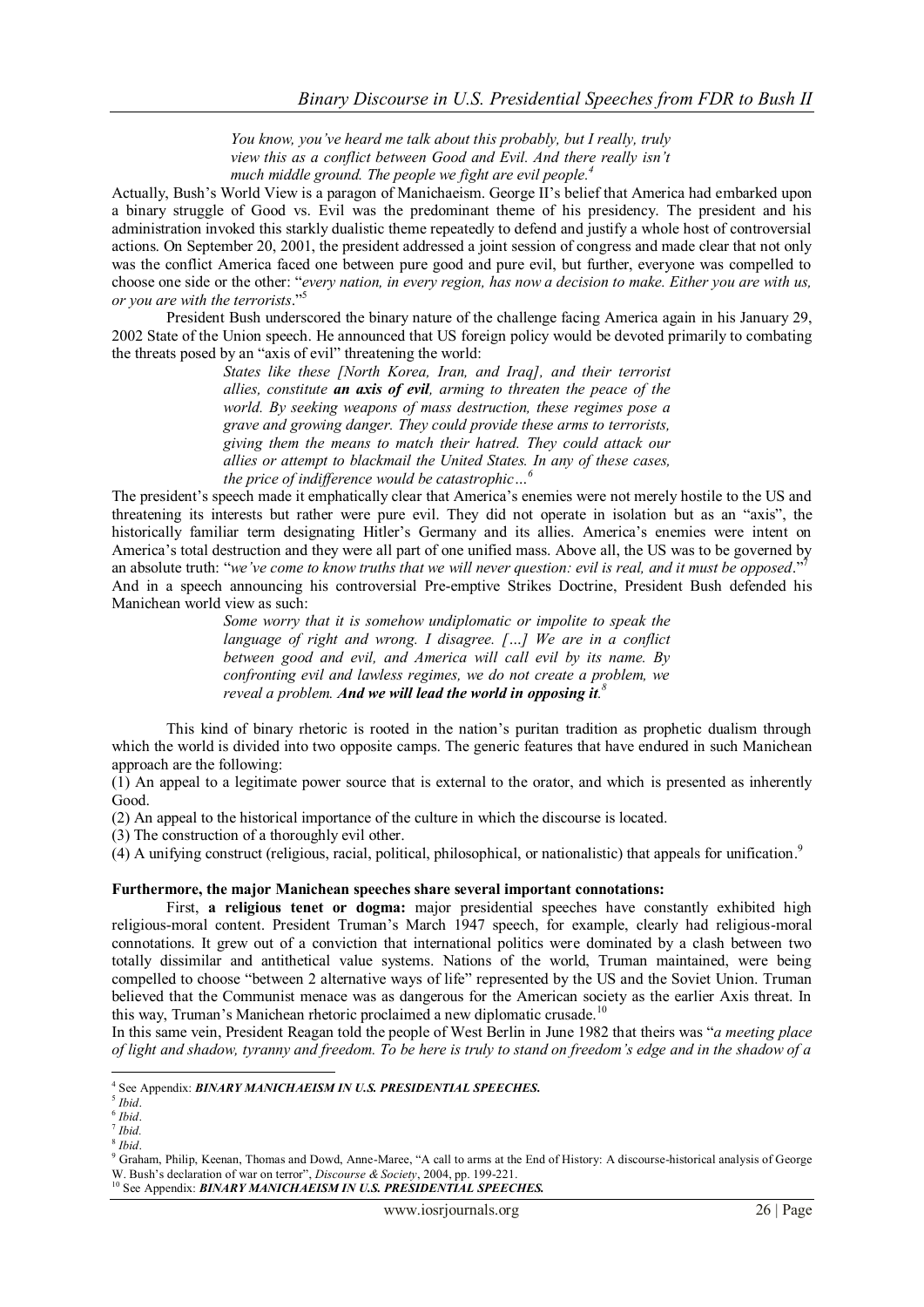> *You know, you've heard me talk about this probably, but I really, truly view this as a conflict between Good and Evil. And there really isn't much middle ground. The people we fight are evil people.*[4]

Actually, Bush's World View is a paragon of Manichaeism. George II's belief that America had embarked upon a binary struggle of Good vs. Evil was the predominant theme of his presidency. The president and his administration invoked this starkly dualistic theme repeatedly to defend and justify a whole host of controversial actions. On September 20, 2001, the president addressed a joint session of congress and made clear that not only was the conflict America faced one between pure good and pure evil, but further, everyone was compelled to choose one side or the other: "*every nation, in every region, has now a decision to make. Either you are with us, or you are with the terrorists*."[5]

President Bush underscored the binary nature of the challenge facing America again in his January 29, 2002 State of the Union speech. He announced that US foreign policy would be devoted primarily to combating the threats posed by an "axis of evil" threatening the world:

> *States like these [North Korea, Iran, and Iraq], and their terrorist allies, constitute* ***an axis of evil****, arming to threaten the peace of the world. By seeking weapons of mass destruction, these regimes pose a grave and growing danger. They could provide these arms to terrorists, giving them the means to match their hatred. They could attack our allies or attempt to blackmail the United States. In any of these cases, the price of indifference would be catastrophic…*[6]

The president's speech made it emphatically clear that America's enemies were not merely hostile to the US and threatening its interests but rather were pure evil. They did not operate in isolation but as an "axis", the historically familiar term designating Hitler's Germany and its allies. America's enemies were intent on America's total destruction and they were all part of one unified mass. Above all, the US was to be governed by an absolute truth: "*we've come to know truths that we will never question: evil is real, and it must be opposed*."[7] And in a speech announcing his controversial Pre-emptive Strikes Doctrine, President Bush defended his Manichean world view as such:

> *Some worry that it is somehow undiplomatic or impolite to speak the language of right and wrong. I disagree. […] We are in a conflict between good and evil, and America will call evil by its name. By confronting evil and lawless regimes, we do not create a problem, we reveal a problem.* ***And we will lead the world in opposing it****.*[8]

This kind of binary rhetoric is rooted in the nation's puritan tradition as prophetic dualism through which the world is divided into two opposite camps. The generic features that have endured in such Manichean approach are the following:

(1) An appeal to a legitimate power source that is external to the orator, and which is presented as inherently Good.

(2) An appeal to the historical importance of the culture in which the discourse is located.

(3) The construction of a thoroughly evil other.

(4) A unifying construct (religious, racial, political, philosophical, or nationalistic) that appeals for unification.[9]

**Furthermore, the major Manichean speeches share several important connotations:**

First, **a religious tenet or dogma:** major presidential speeches have constantly exhibited high religious-moral content. President Truman's March 1947 speech, for example, clearly had religious-moral connotations. It grew out of a conviction that international politics were dominated by a clash between two totally dissimilar and antithetical value systems. Nations of the world, Truman maintained, were being compelled to choose "between 2 alternative ways of life" represented by the US and the Soviet Union. Truman believed that the Communist menace was as dangerous for the American society as the earlier Axis threat. In this way, Truman's Manichean rhetoric proclaimed a new diplomatic crusade.[10]

In this same vein, President Reagan told the people of West Berlin in June 1982 that theirs was "*a meeting place of light and shadow, tyranny and freedom. To be here is truly to stand on freedom's edge and in the shadow of a*

---

[4] See Appendix: ***BINARY MANICHAEISM IN U.S. PRESIDENTIAL SPEECHES.***

[5] *Ibid*.

[6] *Ibid*.

[7] *Ibid.*

[8] *Ibid*.

[9] Graham, Philip, Keenan, Thomas and Dowd, Anne-Maree, "A call to arms at the End of History: A discourse-historical analysis of George W. Bush's declaration of war on terror", *Discourse & Society*, 2004, pp. 199-221.

[10] See Appendix: ***BINARY MANICHAEISM IN U.S. PRESIDENTIAL SPEECHES.***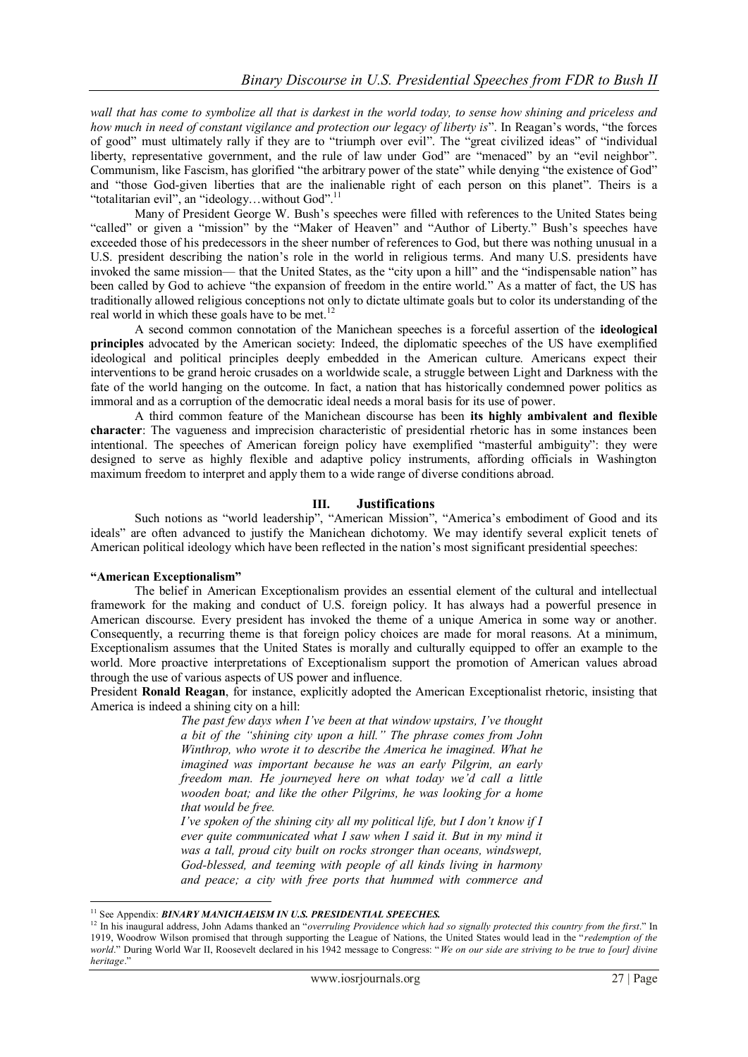*wall that has come to symbolize all that is darkest in the world today, to sense how shining and priceless and how much in need of constant vigilance and protection our legacy of liberty is*". In Reagan's words, "the forces of good" must ultimately rally if they are to "triumph over evil". The "great civilized ideas" of "individual liberty, representative government, and the rule of law under God" are "menaced" by an "evil neighbor". Communism, like Fascism, has glorified "the arbitrary power of the state" while denying "the existence of God" and "those God-given liberties that are the inalienable right of each person on this planet". Theirs is a "totalitarian evil", an "ideology…without God".[11]

Many of President George W. Bush's speeches were filled with references to the United States being "called" or given a "mission" by the "Maker of Heaven" and "Author of Liberty." Bush's speeches have exceeded those of his predecessors in the sheer number of references to God, but there was nothing unusual in a U.S. president describing the nation's role in the world in religious terms. And many U.S. presidents have invoked the same mission— that the United States, as the "city upon a hill" and the "indispensable nation" has been called by God to achieve "the expansion of freedom in the entire world." As a matter of fact, the US has traditionally allowed religious conceptions not only to dictate ultimate goals but to color its understanding of the real world in which these goals have to be met.[12]

A second common connotation of the Manichean speeches is a forceful assertion of the **ideological principles** advocated by the American society: Indeed, the diplomatic speeches of the US have exemplified ideological and political principles deeply embedded in the American culture. Americans expect their interventions to be grand heroic crusades on a worldwide scale, a struggle between Light and Darkness with the fate of the world hanging on the outcome. In fact, a nation that has historically condemned power politics as immoral and as a corruption of the democratic ideal needs a moral basis for its use of power.

A third common feature of the Manichean discourse has been **its highly ambivalent and flexible character**: The vagueness and imprecision characteristic of presidential rhetoric has in some instances been intentional. The speeches of American foreign policy have exemplified "masterful ambiguity": they were designed to serve as highly flexible and adaptive policy instruments, affording officials in Washington maximum freedom to interpret and apply them to a wide range of diverse conditions abroad.

## III. Justifications

Such notions as "world leadership", "American Mission", "America's embodiment of Good and its ideals" are often advanced to justify the Manichean dichotomy. We may identify several explicit tenets of American political ideology which have been reflected in the nation's most significant presidential speeches:

### "American Exceptionalism"

The belief in American Exceptionalism provides an essential element of the cultural and intellectual framework for the making and conduct of U.S. foreign policy. It has always had a powerful presence in American discourse. Every president has invoked the theme of a unique America in some way or another. Consequently, a recurring theme is that foreign policy choices are made for moral reasons. At a minimum, Exceptionalism assumes that the United States is morally and culturally equipped to offer an example to the world. More proactive interpretations of Exceptionalism support the promotion of American values abroad through the use of various aspects of US power and influence.

President **Ronald Reagan**, for instance, explicitly adopted the American Exceptionalist rhetoric, insisting that America is indeed a shining city on a hill:

> *The past few days when I've been at that window upstairs, I've thought a bit of the "shining city upon a hill." The phrase comes from John Winthrop, who wrote it to describe the America he imagined. What he imagined was important because he was an early Pilgrim, an early freedom man. He journeyed here on what today we'd call a little wooden boat; and like the other Pilgrims, he was looking for a home that would be free.*
>
> *I've spoken of the shining city all my political life, but I don't know if I ever quite communicated what I saw when I said it. But in my mind it was a tall, proud city built on rocks stronger than oceans, windswept, God-blessed, and teeming with people of all kinds living in harmony and peace; a city with free ports that hummed with commerce and*

---

[11] See Appendix: ***BINARY MANICHAEISM IN U.S. PRESIDENTIAL SPEECHES.***

[12] In his inaugural address, John Adams thanked an "*overruling Providence which had so signally protected this country from the first*." In 1919, Woodrow Wilson promised that through supporting the League of Nations, the United States would lead in the "*redemption of the world*." During World War II, Roosevelt declared in his 1942 message to Congress: "*We on our side are striving to be true to [our] divine heritage*."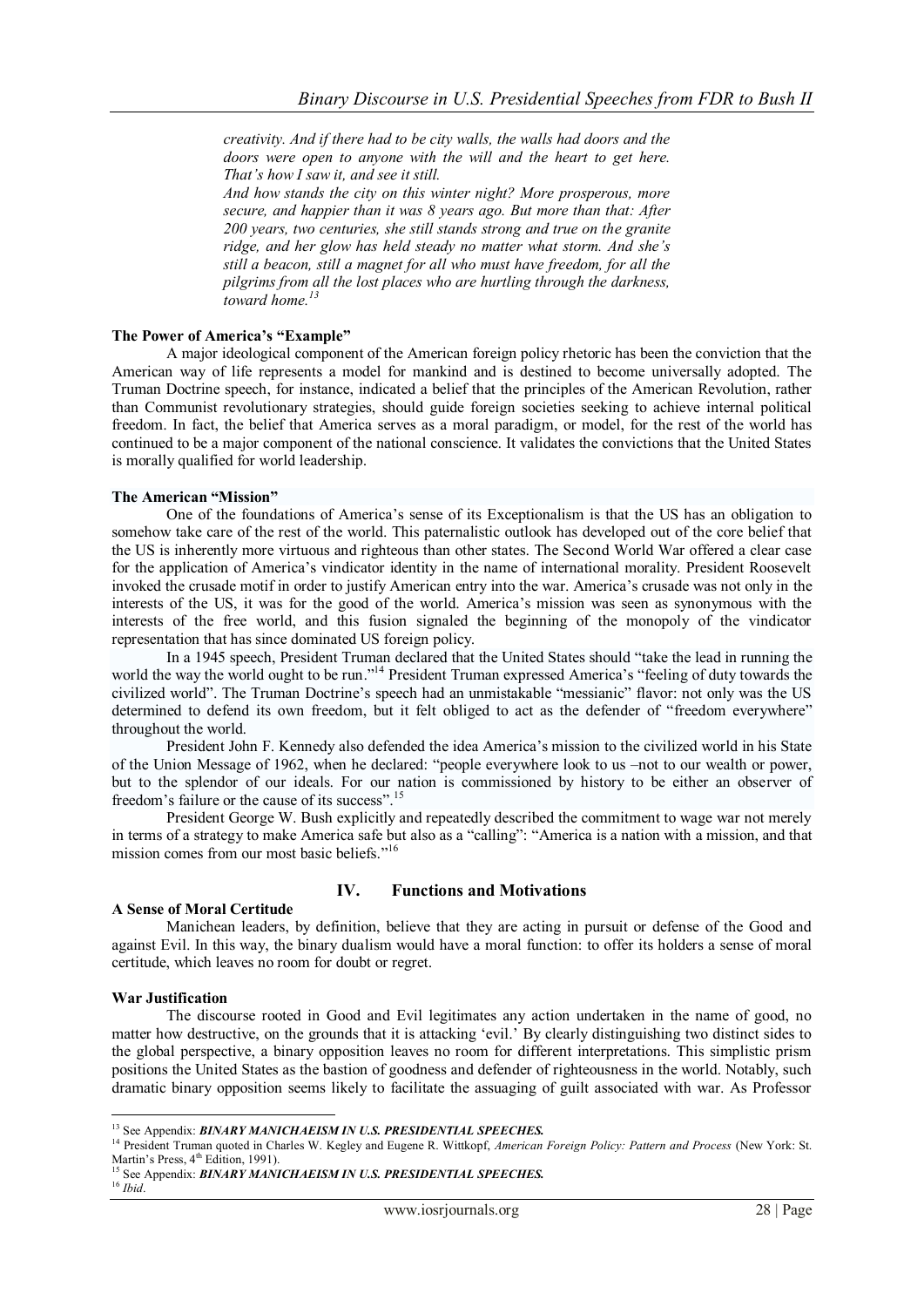> *creativity. And if there had to be city walls, the walls had doors and the doors were open to anyone with the will and the heart to get here. That's how I saw it, and see it still.*
> *And how stands the city on this winter night? More prosperous, more secure, and happier than it was 8 years ago. But more than that: After 200 years, two centuries, she still stands strong and true on the granite ridge, and her glow has held steady no matter what storm. And she's still a beacon, still a magnet for all who must have freedom, for all the pilgrims from all the lost places who are hurtling through the darkness, toward home.*[13]

**The Power of America's "Example"**

A major ideological component of the American foreign policy rhetoric has been the conviction that the American way of life represents a model for mankind and is destined to become universally adopted. The Truman Doctrine speech, for instance, indicated a belief that the principles of the American Revolution, rather than Communist revolutionary strategies, should guide foreign societies seeking to achieve internal political freedom. In fact, the belief that America serves as a moral paradigm, or model, for the rest of the world has continued to be a major component of the national conscience. It validates the convictions that the United States is morally qualified for world leadership.

**The American "Mission"**

One of the foundations of America's sense of its Exceptionalism is that the US has an obligation to somehow take care of the rest of the world. This paternalistic outlook has developed out of the core belief that the US is inherently more virtuous and righteous than other states. The Second World War offered a clear case for the application of America's vindicator identity in the name of international morality. President Roosevelt invoked the crusade motif in order to justify American entry into the war. America's crusade was not only in the interests of the US, it was for the good of the world. America's mission was seen as synonymous with the interests of the free world, and this fusion signaled the beginning of the monopoly of the vindicator representation that has since dominated US foreign policy.

In a 1945 speech, President Truman declared that the United States should "take the lead in running the world the way the world ought to be run."[14] President Truman expressed America's "feeling of duty towards the civilized world". The Truman Doctrine's speech had an unmistakable "messianic" flavor: not only was the US determined to defend its own freedom, but it felt obliged to act as the defender of "freedom everywhere" throughout the world.

President John F. Kennedy also defended the idea America's mission to the civilized world in his State of the Union Message of 1962, when he declared: "people everywhere look to us –not to our wealth or power, but to the splendor of our ideals. For our nation is commissioned by history to be either an observer of freedom's failure or the cause of its success".[15]

President George W. Bush explicitly and repeatedly described the commitment to wage war not merely in terms of a strategy to make America safe but also as a "calling": "America is a nation with a mission, and that mission comes from our most basic beliefs."[16]

## IV. Functions and Motivations

**A Sense of Moral Certitude**

Manichean leaders, by definition, believe that they are acting in pursuit or defense of the Good and against Evil. In this way, the binary dualism would have a moral function: to offer its holders a sense of moral certitude, which leaves no room for doubt or regret.

**War Justification**

The discourse rooted in Good and Evil legitimates any action undertaken in the name of good, no matter how destructive, on the grounds that it is attacking 'evil.' By clearly distinguishing two distinct sides to the global perspective, a binary opposition leaves no room for different interpretations. This simplistic prism positions the United States as the bastion of goodness and defender of righteousness in the world. Notably, such dramatic binary opposition seems likely to facilitate the assuaging of guilt associated with war. As Professor

---

[13] See Appendix: ***BINARY MANICHAEISM IN U.S. PRESIDENTIAL SPEECHES.***

[14] President Truman quoted in Charles W. Kegley and Eugene R. Wittkopf, *American Foreign Policy: Pattern and Process* (New York: St. Martin's Press, 4th Edition, 1991).

[15] See Appendix: ***BINARY MANICHAEISM IN U.S. PRESIDENTIAL SPEECHES.***

[16] *Ibid*.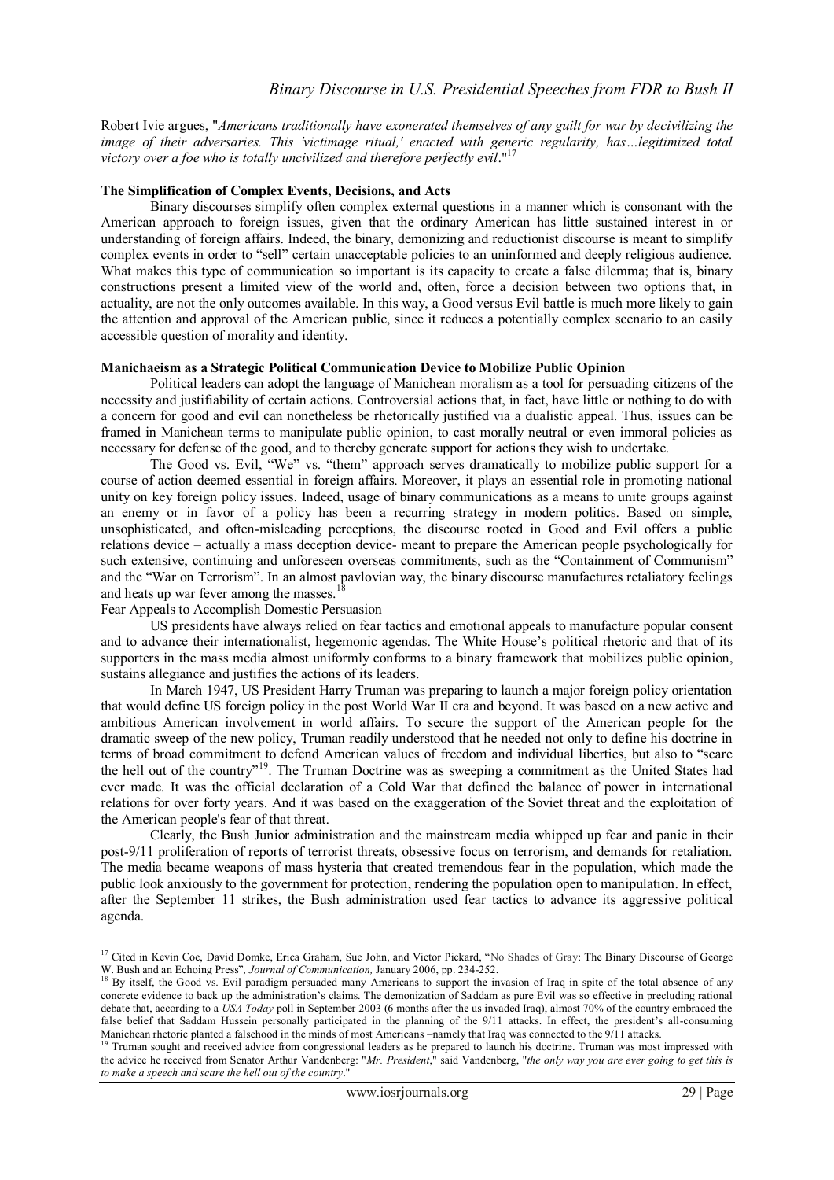Robert Ivie argues, "*Americans traditionally have exonerated themselves of any guilt for war by decivilizing the image of their adversaries. This 'victimage ritual,' enacted with generic regularity, has…legitimized total victory over a foe who is totally uncivilized and therefore perfectly evil*."[17]

**The Simplification of Complex Events, Decisions, and Acts**

Binary discourses simplify often complex external questions in a manner which is consonant with the American approach to foreign issues, given that the ordinary American has little sustained interest in or understanding of foreign affairs. Indeed, the binary, demonizing and reductionist discourse is meant to simplify complex events in order to "sell" certain unacceptable policies to an uninformed and deeply religious audience. What makes this type of communication so important is its capacity to create a false dilemma; that is, binary constructions present a limited view of the world and, often, force a decision between two options that, in actuality, are not the only outcomes available. In this way, a Good versus Evil battle is much more likely to gain the attention and approval of the American public, since it reduces a potentially complex scenario to an easily accessible question of morality and identity.

**Manichaeism as a Strategic Political Communication Device to Mobilize Public Opinion**

Political leaders can adopt the language of Manichean moralism as a tool for persuading citizens of the necessity and justifiability of certain actions. Controversial actions that, in fact, have little or nothing to do with a concern for good and evil can nonetheless be rhetorically justified via a dualistic appeal. Thus, issues can be framed in Manichean terms to manipulate public opinion, to cast morally neutral or even immoral policies as necessary for defense of the good, and to thereby generate support for actions they wish to undertake.

The Good vs. Evil, "We" vs. "them" approach serves dramatically to mobilize public support for a course of action deemed essential in foreign affairs. Moreover, it plays an essential role in promoting national unity on key foreign policy issues. Indeed, usage of binary communications as a means to unite groups against an enemy or in favor of a policy has been a recurring strategy in modern politics. Based on simple, unsophisticated, and often-misleading perceptions, the discourse rooted in Good and Evil offers a public relations device – actually a mass deception device- meant to prepare the American people psychologically for such extensive, continuing and unforeseen overseas commitments, such as the "Containment of Communism" and the "War on Terrorism". In an almost pavlovian way, the binary discourse manufactures retaliatory feelings and heats up war fever among the masses.[18]

Fear Appeals to Accomplish Domestic Persuasion

US presidents have always relied on fear tactics and emotional appeals to manufacture popular consent and to advance their internationalist, hegemonic agendas. The White House's political rhetoric and that of its supporters in the mass media almost uniformly conforms to a binary framework that mobilizes public opinion, sustains allegiance and justifies the actions of its leaders.

In March 1947, US President Harry Truman was preparing to launch a major foreign policy orientation that would define US foreign policy in the post World War II era and beyond. It was based on a new active and ambitious American involvement in world affairs. To secure the support of the American people for the dramatic sweep of the new policy, Truman readily understood that he needed not only to define his doctrine in terms of broad commitment to defend American values of freedom and individual liberties, but also to "scare the hell out of the country"[19]. The Truman Doctrine was as sweeping a commitment as the United States had ever made. It was the official declaration of a Cold War that defined the balance of power in international relations for over forty years. And it was based on the exaggeration of the Soviet threat and the exploitation of the American people's fear of that threat.

Clearly, the Bush Junior administration and the mainstream media whipped up fear and panic in their post-9/11 proliferation of reports of terrorist threats, obsessive focus on terrorism, and demands for retaliation. The media became weapons of mass hysteria that created tremendous fear in the population, which made the public look anxiously to the government for protection, rendering the population open to manipulation. In effect, after the September 11 strikes, the Bush administration used fear tactics to advance its aggressive political agenda.

---

[17] Cited in Kevin Coe, David Domke, Erica Graham, Sue John, and Victor Pickard, "No Shades of Gray: The Binary Discourse of George W. Bush and an Echoing Press", *Journal of Communication,* January 2006, pp. 234-252.

[18] By itself, the Good vs. Evil paradigm persuaded many Americans to support the invasion of Iraq in spite of the total absence of any concrete evidence to back up the administration's claims. The demonization of Saddam as pure Evil was so effective in precluding rational debate that, according to a *USA Today* poll in September 2003 (6 months after the us invaded Iraq), almost 70% of the country embraced the false belief that Saddam Hussein personally participated in the planning of the 9/11 attacks. In effect, the president's all-consuming Manichean rhetoric planted a falsehood in the minds of most Americans –namely that Iraq was connected to the 9/11 attacks.

[19] Truman sought and received advice from congressional leaders as he prepared to launch his doctrine. Truman was most impressed with the advice he received from Senator Arthur Vandenberg: "*Mr. President*," said Vandenberg, "*the only way you are ever going to get this is to make a speech and scare the hell out of the country*."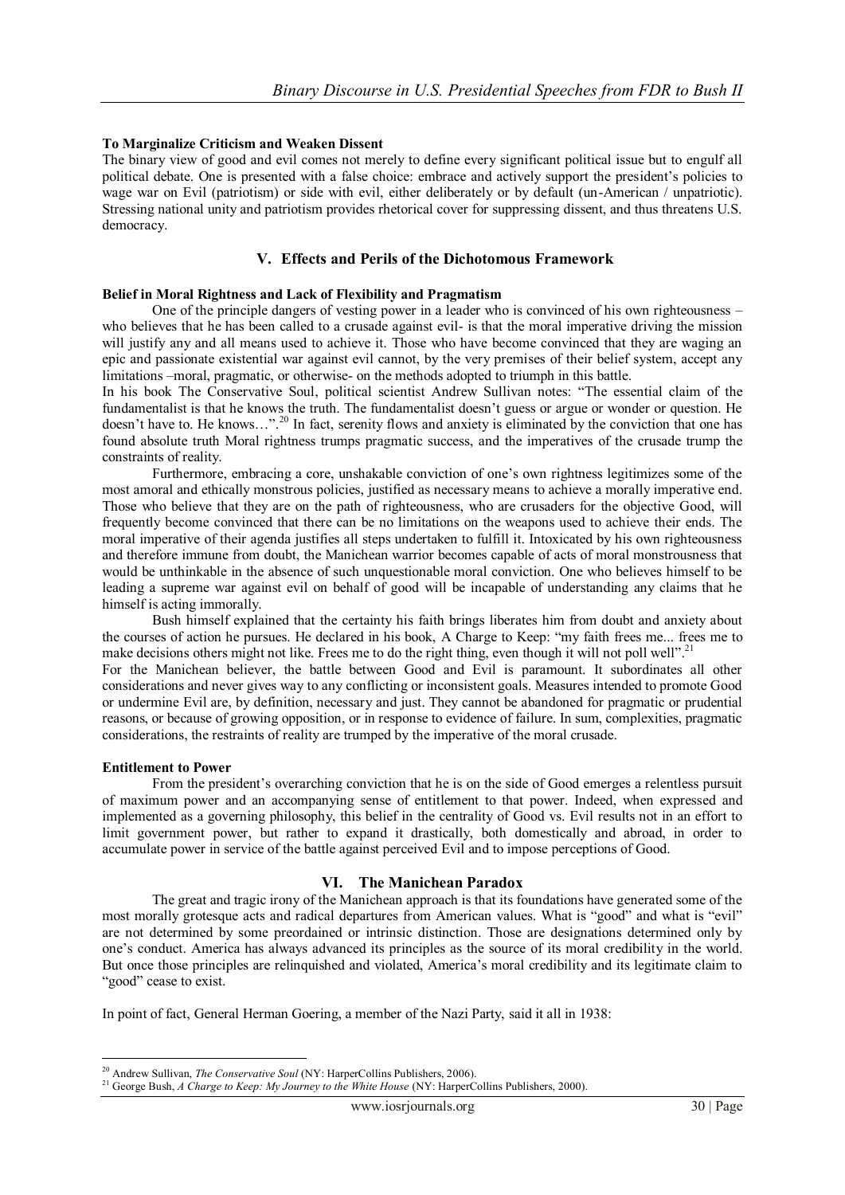**To Marginalize Criticism and Weaken Dissent**

The binary view of good and evil comes not merely to define every significant political issue but to engulf all political debate. One is presented with a false choice: embrace and actively support the president's policies to wage war on Evil (patriotism) or side with evil, either deliberately or by default (un-American / unpatriotic). Stressing national unity and patriotism provides rhetorical cover for suppressing dissent, and thus threatens U.S. democracy.

## V. Effects and Perils of the Dichotomous Framework

**Belief in Moral Rightness and Lack of Flexibility and Pragmatism**

One of the principle dangers of vesting power in a leader who is convinced of his own righteousness – who believes that he has been called to a crusade against evil- is that the moral imperative driving the mission will justify any and all means used to achieve it. Those who have become convinced that they are waging an epic and passionate existential war against evil cannot, by the very premises of their belief system, accept any limitations –moral, pragmatic, or otherwise- on the methods adopted to triumph in this battle.

In his book The Conservative Soul, political scientist Andrew Sullivan notes: "The essential claim of the fundamentalist is that he knows the truth. The fundamentalist doesn't guess or argue or wonder or question. He doesn't have to. He knows…".[20] In fact, serenity flows and anxiety is eliminated by the conviction that one has found absolute truth Moral rightness trumps pragmatic success, and the imperatives of the crusade trump the constraints of reality.

Furthermore, embracing a core, unshakable conviction of one's own rightness legitimizes some of the most amoral and ethically monstrous policies, justified as necessary means to achieve a morally imperative end. Those who believe that they are on the path of righteousness, who are crusaders for the objective Good, will frequently become convinced that there can be no limitations on the weapons used to achieve their ends. The moral imperative of their agenda justifies all steps undertaken to fulfill it. Intoxicated by his own righteousness and therefore immune from doubt, the Manichean warrior becomes capable of acts of moral monstrousness that would be unthinkable in the absence of such unquestionable moral conviction. One who believes himself to be leading a supreme war against evil on behalf of good will be incapable of understanding any claims that he himself is acting immorally.

Bush himself explained that the certainty his faith brings liberates him from doubt and anxiety about the courses of action he pursues. He declared in his book, A Charge to Keep: "my faith frees me... frees me to make decisions others might not like. Frees me to do the right thing, even though it will not poll well".[21]

For the Manichean believer, the battle between Good and Evil is paramount. It subordinates all other considerations and never gives way to any conflicting or inconsistent goals. Measures intended to promote Good or undermine Evil are, by definition, necessary and just. They cannot be abandoned for pragmatic or prudential reasons, or because of growing opposition, or in response to evidence of failure. In sum, complexities, pragmatic considerations, the restraints of reality are trumped by the imperative of the moral crusade.

**Entitlement to Power**

From the president's overarching conviction that he is on the side of Good emerges a relentless pursuit of maximum power and an accompanying sense of entitlement to that power. Indeed, when expressed and implemented as a governing philosophy, this belief in the centrality of Good vs. Evil results not in an effort to limit government power, but rather to expand it drastically, both domestically and abroad, in order to accumulate power in service of the battle against perceived Evil and to impose perceptions of Good.

## VI. The Manichean Paradox

The great and tragic irony of the Manichean approach is that its foundations have generated some of the most morally grotesque acts and radical departures from American values. What is "good" and what is "evil" are not determined by some preordained or intrinsic distinction. Those are designations determined only by one's conduct. America has always advanced its principles as the source of its moral credibility in the world. But once those principles are relinquished and violated, America's moral credibility and its legitimate claim to "good" cease to exist.

In point of fact, General Herman Goering, a member of the Nazi Party, said it all in 1938:

---

[20] Andrew Sullivan, *The Conservative Soul* (NY: HarperCollins Publishers, 2006).

[21] George Bush, *A Charge to Keep: My Journey to the White House* (NY: HarperCollins Publishers, 2000).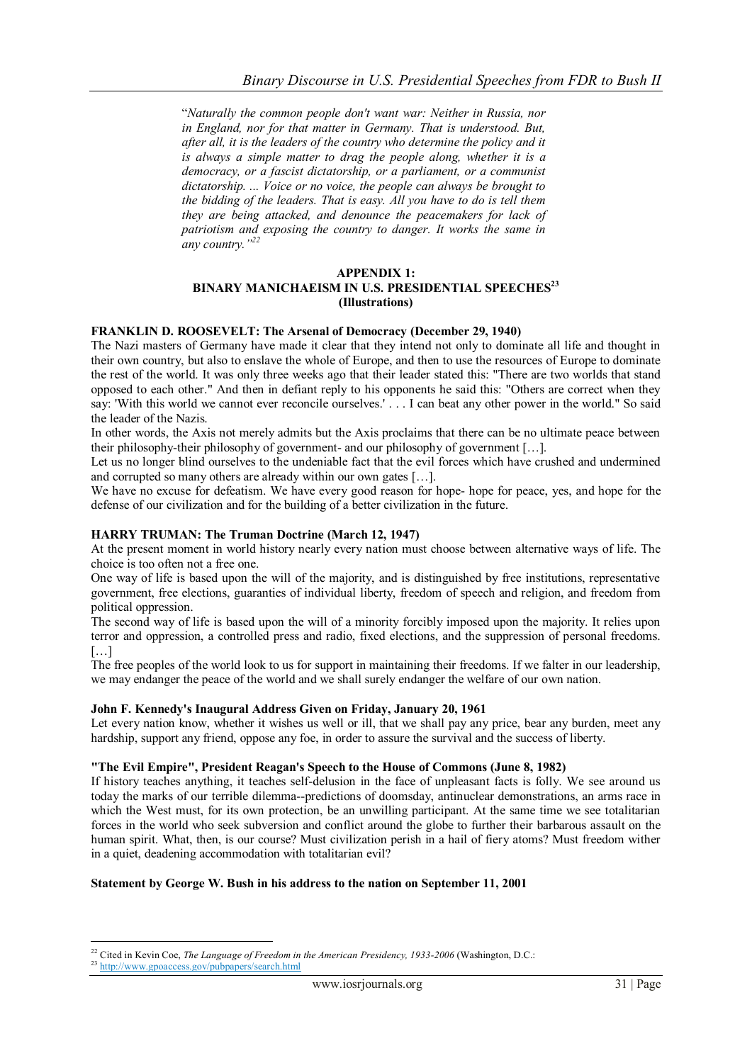"*Naturally the common people don't want war: Neither in Russia, nor in England, nor for that matter in Germany. That is understood. But, after all, it is the leaders of the country who determine the policy and it is always a simple matter to drag the people along, whether it is a democracy, or a fascist dictatorship, or a parliament, or a communist dictatorship. ... Voice or no voice, the people can always be brought to the bidding of the leaders. That is easy. All you have to do is tell them they are being attacked, and denounce the peacemakers for lack of patriotism and exposing the country to danger. It works the same in any country.*"[22]

## APPENDIX 1: BINARY MANICHAEISM IN U.S. PRESIDENTIAL SPEECHES[23] (Illustrations)

**FRANKLIN D. ROOSEVELT: The Arsenal of Democracy (December 29, 1940)**

The Nazi masters of Germany have made it clear that they intend not only to dominate all life and thought in their own country, but also to enslave the whole of Europe, and then to use the resources of Europe to dominate the rest of the world. It was only three weeks ago that their leader stated this: "There are two worlds that stand opposed to each other." And then in defiant reply to his opponents he said this: "Others are correct when they say: 'With this world we cannot ever reconcile ourselves.' . . . I can beat any other power in the world." So said the leader of the Nazis.

In other words, the Axis not merely admits but the Axis proclaims that there can be no ultimate peace between their philosophy-their philosophy of government- and our philosophy of government [...].

Let us no longer blind ourselves to the undeniable fact that the evil forces which have crushed and undermined and corrupted so many others are already within our own gates [...].

We have no excuse for defeatism. We have every good reason for hope- hope for peace, yes, and hope for the defense of our civilization and for the building of a better civilization in the future.

**HARRY TRUMAN: The Truman Doctrine (March 12, 1947)**

At the present moment in world history nearly every nation must choose between alternative ways of life. The choice is too often not a free one.

One way of life is based upon the will of the majority, and is distinguished by free institutions, representative government, free elections, guaranties of individual liberty, freedom of speech and religion, and freedom from political oppression.

The second way of life is based upon the will of a minority forcibly imposed upon the majority. It relies upon terror and oppression, a controlled press and radio, fixed elections, and the suppression of personal freedoms. [...]

The free peoples of the world look to us for support in maintaining their freedoms. If we falter in our leadership, we may endanger the peace of the world and we shall surely endanger the welfare of our own nation.

**John F. Kennedy's Inaugural Address Given on Friday, January 20, 1961**

Let every nation know, whether it wishes us well or ill, that we shall pay any price, bear any burden, meet any hardship, support any friend, oppose any foe, in order to assure the survival and the success of liberty.

**"The Evil Empire", President Reagan's Speech to the House of Commons (June 8, 1982)**

If history teaches anything, it teaches self-delusion in the face of unpleasant facts is folly. We see around us today the marks of our terrible dilemma--predictions of doomsday, antinuclear demonstrations, an arms race in which the West must, for its own protection, be an unwilling participant. At the same time we see totalitarian forces in the world who seek subversion and conflict around the globe to further their barbarous assault on the human spirit. What, then, is our course? Must civilization perish in a hail of fiery atoms? Must freedom wither in a quiet, deadening accommodation with totalitarian evil?

**Statement by George W. Bush in his address to the nation on September 11, 2001**

---

[22] Cited in Kevin Coe, *The Language of Freedom in the American Presidency, 1933-2006* (Washington, D.C.:

[23] http://www.gpoaccess.gov/pubpapers/search.html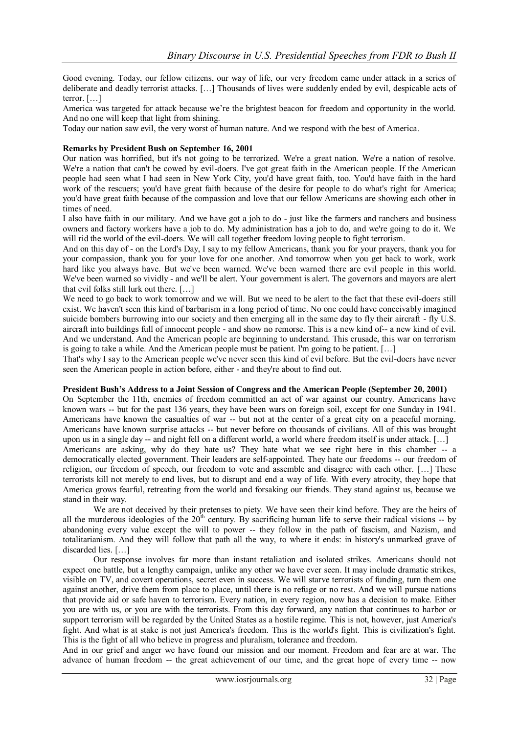Good evening. Today, our fellow citizens, our way of life, our very freedom came under attack in a series of deliberate and deadly terrorist attacks. […] Thousands of lives were suddenly ended by evil, despicable acts of terror. […]

America was targeted for attack because we're the brightest beacon for freedom and opportunity in the world. And no one will keep that light from shining.

Today our nation saw evil, the very worst of human nature. And we respond with the best of America.

**Remarks by President Bush on September 16, 2001**

Our nation was horrified, but it's not going to be terrorized. We're a great nation. We're a nation of resolve. We're a nation that can't be cowed by evil-doers. I've got great faith in the American people. If the American people had seen what I had seen in New York City, you'd have great faith, too. You'd have faith in the hard work of the rescuers; you'd have great faith because of the desire for people to do what's right for America; you'd have great faith because of the compassion and love that our fellow Americans are showing each other in times of need.

I also have faith in our military. And we have got a job to do - just like the farmers and ranchers and business owners and factory workers have a job to do. My administration has a job to do, and we're going to do it. We will rid the world of the evil-doers. We will call together freedom loving people to fight terrorism.

And on this day of - on the Lord's Day, I say to my fellow Americans, thank you for your prayers, thank you for your compassion, thank you for your love for one another. And tomorrow when you get back to work, work hard like you always have. But we've been warned. We've been warned there are evil people in this world. We've been warned so vividly - and we'll be alert. Your government is alert. The governors and mayors are alert that evil folks still lurk out there. […]

We need to go back to work tomorrow and we will. But we need to be alert to the fact that these evil-doers still exist. We haven't seen this kind of barbarism in a long period of time. No one could have conceivably imagined suicide bombers burrowing into our society and then emerging all in the same day to fly their aircraft - fly U.S. aircraft into buildings full of innocent people - and show no remorse. This is a new kind of-- a new kind of evil. And we understand. And the American people are beginning to understand. This crusade, this war on terrorism is going to take a while. And the American people must be patient. I'm going to be patient. […]

That's why I say to the American people we've never seen this kind of evil before. But the evil-doers have never seen the American people in action before, either - and they're about to find out.

**President Bush's Address to a Joint Session of Congress and the American People (September 20, 2001)**

On September the 11th, enemies of freedom committed an act of war against our country. Americans have known wars -- but for the past 136 years, they have been wars on foreign soil, except for one Sunday in 1941. Americans have known the casualties of war -- but not at the center of a great city on a peaceful morning. Americans have known surprise attacks -- but never before on thousands of civilians. All of this was brought upon us in a single day -- and night fell on a different world, a world where freedom itself is under attack. […]

Americans are asking, why do they hate us? They hate what we see right here in this chamber -- a democratically elected government. Their leaders are self-appointed. They hate our freedoms -- our freedom of religion, our freedom of speech, our freedom to vote and assemble and disagree with each other. […] These terrorists kill not merely to end lives, but to disrupt and end a way of life. With every atrocity, they hope that America grows fearful, retreating from the world and forsaking our friends. They stand against us, because we stand in their way.

We are not deceived by their pretenses to piety. We have seen their kind before. They are the heirs of all the murderous ideologies of the 20th century. By sacrificing human life to serve their radical visions -- by abandoning every value except the will to power -- they follow in the path of fascism, and Nazism, and totalitarianism. And they will follow that path all the way, to where it ends: in history's unmarked grave of discarded lies. […]

Our response involves far more than instant retaliation and isolated strikes. Americans should not expect one battle, but a lengthy campaign, unlike any other we have ever seen. It may include dramatic strikes, visible on TV, and covert operations, secret even in success. We will starve terrorists of funding, turn them one against another, drive them from place to place, until there is no refuge or no rest. And we will pursue nations that provide aid or safe haven to terrorism. Every nation, in every region, now has a decision to make. Either you are with us, or you are with the terrorists. From this day forward, any nation that continues to harbor or support terrorism will be regarded by the United States as a hostile regime. This is not, however, just America's fight. And what is at stake is not just America's freedom. This is the world's fight. This is civilization's fight. This is the fight of all who believe in progress and pluralism, tolerance and freedom.

And in our grief and anger we have found our mission and our moment. Freedom and fear are at war. The advance of human freedom -- the great achievement of our time, and the great hope of every time -- now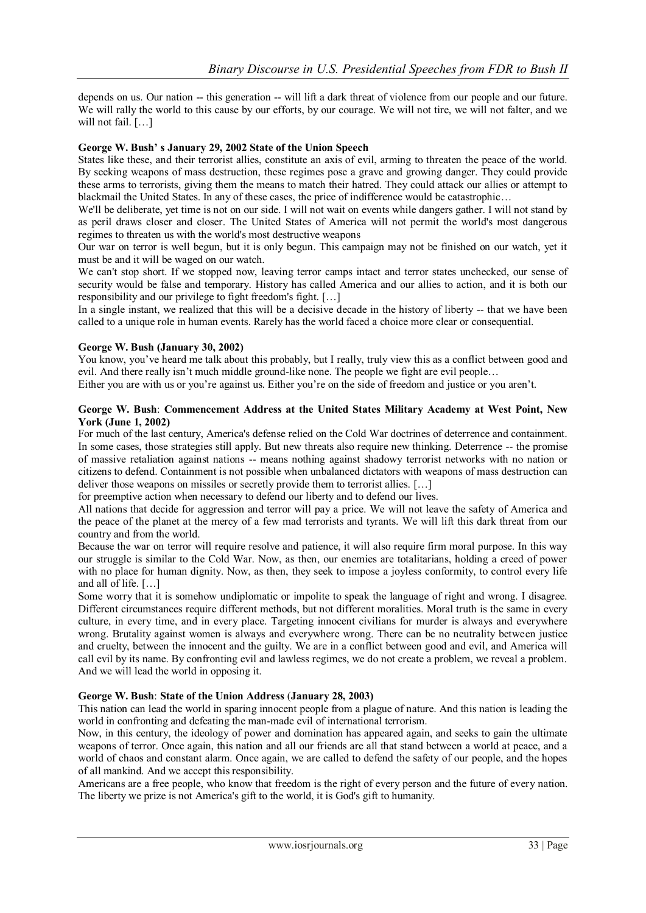depends on us. Our nation -- this generation -- will lift a dark threat of violence from our people and our future. We will rally the world to this cause by our efforts, by our courage. We will not tire, we will not falter, and we will not fail. […]

**George W. Bush' s January 29, 2002 State of the Union Speech**

States like these, and their terrorist allies, constitute an axis of evil, arming to threaten the peace of the world. By seeking weapons of mass destruction, these regimes pose a grave and growing danger. They could provide these arms to terrorists, giving them the means to match their hatred. They could attack our allies or attempt to blackmail the United States. In any of these cases, the price of indifference would be catastrophic…

We'll be deliberate, yet time is not on our side. I will not wait on events while dangers gather. I will not stand by as peril draws closer and closer. The United States of America will not permit the world's most dangerous regimes to threaten us with the world's most destructive weapons

Our war on terror is well begun, but it is only begun. This campaign may not be finished on our watch, yet it must be and it will be waged on our watch.

We can't stop short. If we stopped now, leaving terror camps intact and terror states unchecked, our sense of security would be false and temporary. History has called America and our allies to action, and it is both our responsibility and our privilege to fight freedom's fight. […]

In a single instant, we realized that this will be a decisive decade in the history of liberty -- that we have been called to a unique role in human events. Rarely has the world faced a choice more clear or consequential.

**George W. Bush (January 30, 2002)**

You know, you've heard me talk about this probably, but I really, truly view this as a conflict between good and evil. And there really isn't much middle ground-like none. The people we fight are evil people…

Either you are with us or you're against us. Either you're on the side of freedom and justice or you aren't.

**George W. Bush: Commencement Address at the United States Military Academy at West Point, New York (June 1, 2002)**

For much of the last century, America's defense relied on the Cold War doctrines of deterrence and containment. In some cases, those strategies still apply. But new threats also require new thinking. Deterrence -- the promise of massive retaliation against nations -- means nothing against shadowy terrorist networks with no nation or citizens to defend. Containment is not possible when unbalanced dictators with weapons of mass destruction can deliver those weapons on missiles or secretly provide them to terrorist allies. […]

for preemptive action when necessary to defend our liberty and to defend our lives.

All nations that decide for aggression and terror will pay a price. We will not leave the safety of America and the peace of the planet at the mercy of a few mad terrorists and tyrants. We will lift this dark threat from our country and from the world.

Because the war on terror will require resolve and patience, it will also require firm moral purpose. In this way our struggle is similar to the Cold War. Now, as then, our enemies are totalitarians, holding a creed of power with no place for human dignity. Now, as then, they seek to impose a joyless conformity, to control every life and all of life. […]

Some worry that it is somehow undiplomatic or impolite to speak the language of right and wrong. I disagree. Different circumstances require different methods, but not different moralities. Moral truth is the same in every culture, in every time, and in every place. Targeting innocent civilians for murder is always and everywhere wrong. Brutality against women is always and everywhere wrong. There can be no neutrality between justice and cruelty, between the innocent and the guilty. We are in a conflict between good and evil, and America will call evil by its name. By confronting evil and lawless regimes, we do not create a problem, we reveal a problem. And we will lead the world in opposing it.

**George W. Bush: State of the Union Address (January 28, 2003)**

This nation can lead the world in sparing innocent people from a plague of nature. And this nation is leading the world in confronting and defeating the man-made evil of international terrorism.

Now, in this century, the ideology of power and domination has appeared again, and seeks to gain the ultimate weapons of terror. Once again, this nation and all our friends are all that stand between a world at peace, and a world of chaos and constant alarm. Once again, we are called to defend the safety of our people, and the hopes of all mankind. And we accept this responsibility.

Americans are a free people, who know that freedom is the right of every person and the future of every nation. The liberty we prize is not America's gift to the world, it is God's gift to humanity.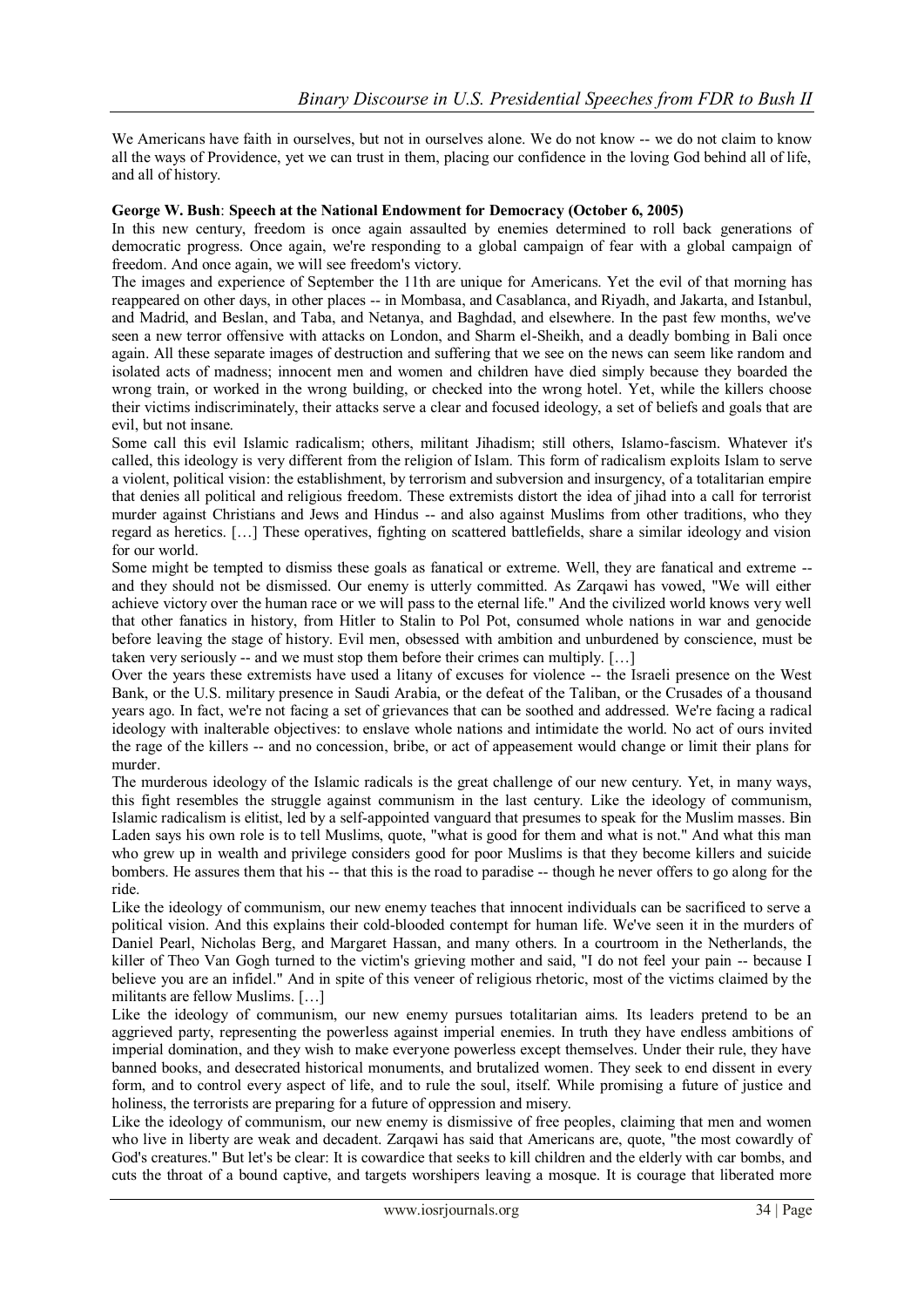We Americans have faith in ourselves, but not in ourselves alone. We do not know -- we do not claim to know all the ways of Providence, yet we can trust in them, placing our confidence in the loving God behind all of life, and all of history.

**George W. Bush**: **Speech at the National Endowment for Democracy (October 6, 2005)**

In this new century, freedom is once again assaulted by enemies determined to roll back generations of democratic progress. Once again, we're responding to a global campaign of fear with a global campaign of freedom. And once again, we will see freedom's victory.

The images and experience of September the 11th are unique for Americans. Yet the evil of that morning has reappeared on other days, in other places -- in Mombasa, and Casablanca, and Riyadh, and Jakarta, and Istanbul, and Madrid, and Beslan, and Taba, and Netanya, and Baghdad, and elsewhere. In the past few months, we've seen a new terror offensive with attacks on London, and Sharm el-Sheikh, and a deadly bombing in Bali once again. All these separate images of destruction and suffering that we see on the news can seem like random and isolated acts of madness; innocent men and women and children have died simply because they boarded the wrong train, or worked in the wrong building, or checked into the wrong hotel. Yet, while the killers choose their victims indiscriminately, their attacks serve a clear and focused ideology, a set of beliefs and goals that are evil, but not insane.

Some call this evil Islamic radicalism; others, militant Jihadism; still others, Islamo-fascism. Whatever it's called, this ideology is very different from the religion of Islam. This form of radicalism exploits Islam to serve a violent, political vision: the establishment, by terrorism and subversion and insurgency, of a totalitarian empire that denies all political and religious freedom. These extremists distort the idea of jihad into a call for terrorist murder against Christians and Jews and Hindus -- and also against Muslims from other traditions, who they regard as heretics. […] These operatives, fighting on scattered battlefields, share a similar ideology and vision for our world.

Some might be tempted to dismiss these goals as fanatical or extreme. Well, they are fanatical and extreme -- and they should not be dismissed. Our enemy is utterly committed. As Zarqawi has vowed, "We will either achieve victory over the human race or we will pass to the eternal life." And the civilized world knows very well that other fanatics in history, from Hitler to Stalin to Pol Pot, consumed whole nations in war and genocide before leaving the stage of history. Evil men, obsessed with ambition and unburdened by conscience, must be taken very seriously -- and we must stop them before their crimes can multiply. […]

Over the years these extremists have used a litany of excuses for violence -- the Israeli presence on the West Bank, or the U.S. military presence in Saudi Arabia, or the defeat of the Taliban, or the Crusades of a thousand years ago. In fact, we're not facing a set of grievances that can be soothed and addressed. We're facing a radical ideology with inalterable objectives: to enslave whole nations and intimidate the world. No act of ours invited the rage of the killers -- and no concession, bribe, or act of appeasement would change or limit their plans for murder.

The murderous ideology of the Islamic radicals is the great challenge of our new century. Yet, in many ways, this fight resembles the struggle against communism in the last century. Like the ideology of communism, Islamic radicalism is elitist, led by a self-appointed vanguard that presumes to speak for the Muslim masses. Bin Laden says his own role is to tell Muslims, quote, "what is good for them and what is not." And what this man who grew up in wealth and privilege considers good for poor Muslims is that they become killers and suicide bombers. He assures them that his -- that this is the road to paradise -- though he never offers to go along for the ride.

Like the ideology of communism, our new enemy teaches that innocent individuals can be sacrificed to serve a political vision. And this explains their cold-blooded contempt for human life. We've seen it in the murders of Daniel Pearl, Nicholas Berg, and Margaret Hassan, and many others. In a courtroom in the Netherlands, the killer of Theo Van Gogh turned to the victim's grieving mother and said, "I do not feel your pain -- because I believe you are an infidel." And in spite of this veneer of religious rhetoric, most of the victims claimed by the militants are fellow Muslims. […]

Like the ideology of communism, our new enemy pursues totalitarian aims. Its leaders pretend to be an aggrieved party, representing the powerless against imperial enemies. In truth they have endless ambitions of imperial domination, and they wish to make everyone powerless except themselves. Under their rule, they have banned books, and desecrated historical monuments, and brutalized women. They seek to end dissent in every form, and to control every aspect of life, and to rule the soul, itself. While promising a future of justice and holiness, the terrorists are preparing for a future of oppression and misery.

Like the ideology of communism, our new enemy is dismissive of free peoples, claiming that men and women who live in liberty are weak and decadent. Zarqawi has said that Americans are, quote, "the most cowardly of God's creatures." But let's be clear: It is cowardice that seeks to kill children and the elderly with car bombs, and cuts the throat of a bound captive, and targets worshipers leaving a mosque. It is courage that liberated more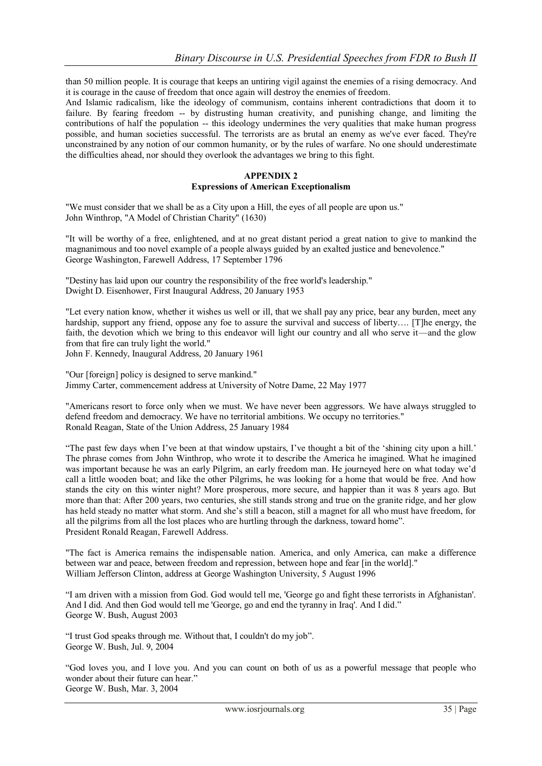than 50 million people. It is courage that keeps an untiring vigil against the enemies of a rising democracy. And it is courage in the cause of freedom that once again will destroy the enemies of freedom.

And Islamic radicalism, like the ideology of communism, contains inherent contradictions that doom it to failure. By fearing freedom -- by distrusting human creativity, and punishing change, and limiting the contributions of half the population -- this ideology undermines the very qualities that make human progress possible, and human societies successful. The terrorists are as brutal an enemy as we've ever faced. They're unconstrained by any notion of our common humanity, or by the rules of warfare. No one should underestimate the difficulties ahead, nor should they overlook the advantages we bring to this fight.

## APPENDIX 2
### Expressions of American Exceptionalism

"We must consider that we shall be as a City upon a Hill, the eyes of all people are upon us."
John Winthrop, "A Model of Christian Charity" (1630)

"It will be worthy of a free, enlightened, and at no great distant period a great nation to give to mankind the magnanimous and too novel example of a people always guided by an exalted justice and benevolence."
George Washington, Farewell Address, 17 September 1796

"Destiny has laid upon our country the responsibility of the free world's leadership."
Dwight D. Eisenhower, First Inaugural Address, 20 January 1953

"Let every nation know, whether it wishes us well or ill, that we shall pay any price, bear any burden, meet any hardship, support any friend, oppose any foe to assure the survival and success of liberty…. [T]he energy, the faith, the devotion which we bring to this endeavor will light our country and all who serve it—and the glow from that fire can truly light the world."
John F. Kennedy, Inaugural Address, 20 January 1961

"Our [foreign] policy is designed to serve mankind."
Jimmy Carter, commencement address at University of Notre Dame, 22 May 1977

"Americans resort to force only when we must. We have never been aggressors. We have always struggled to defend freedom and democracy. We have no territorial ambitions. We occupy no territories."
Ronald Reagan, State of the Union Address, 25 January 1984

"The past few days when I've been at that window upstairs, I've thought a bit of the 'shining city upon a hill.' The phrase comes from John Winthrop, who wrote it to describe the America he imagined. What he imagined was important because he was an early Pilgrim, an early freedom man. He journeyed here on what today we'd call a little wooden boat; and like the other Pilgrims, he was looking for a home that would be free. And how stands the city on this winter night? More prosperous, more secure, and happier than it was 8 years ago. But more than that: After 200 years, two centuries, she still stands strong and true on the granite ridge, and her glow has held steady no matter what storm. And she's still a beacon, still a magnet for all who must have freedom, for all the pilgrims from all the lost places who are hurtling through the darkness, toward home".
President Ronald Reagan, Farewell Address.

"The fact is America remains the indispensable nation. America, and only America, can make a difference between war and peace, between freedom and repression, between hope and fear [in the world]."
William Jefferson Clinton, address at George Washington University, 5 August 1996

"I am driven with a mission from God. God would tell me, 'George go and fight these terrorists in Afghanistan'. And I did. And then God would tell me 'George, go and end the tyranny in Iraq'. And I did."
George W. Bush, August 2003

"I trust God speaks through me. Without that, I couldn't do my job".
George W. Bush, Jul. 9, 2004

"God loves you, and I love you. And you can count on both of us as a powerful message that people who wonder about their future can hear."
George W. Bush, Mar. 3, 2004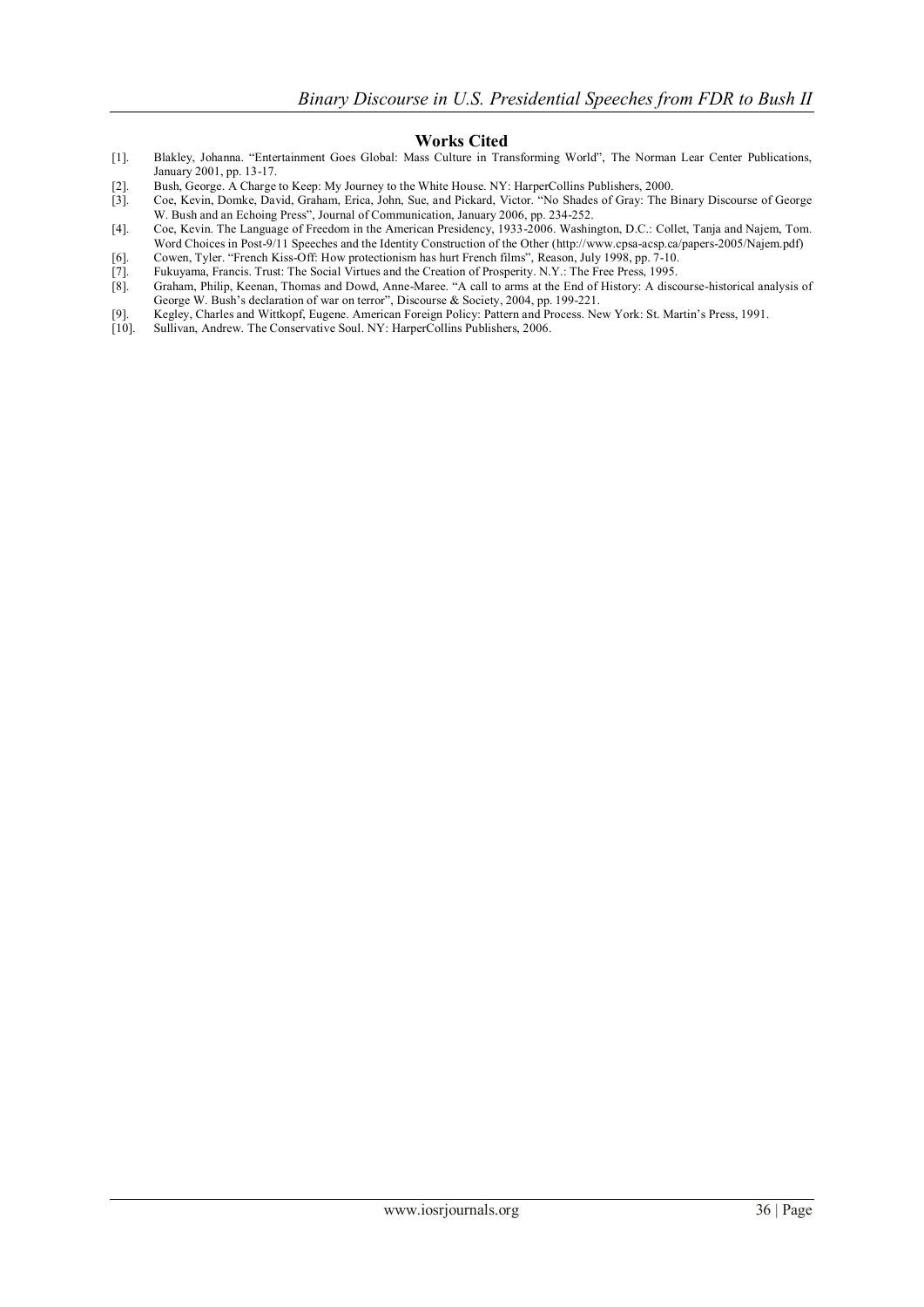## Works Cited

[1]. Blakley, Johanna. "Entertainment Goes Global: Mass Culture in Transforming World", The Norman Lear Center Publications, January 2001, pp. 13-17.

[2]. Bush, George. A Charge to Keep: My Journey to the White House. NY: HarperCollins Publishers, 2000.

[3]. Coe, Kevin, Domke, David, Graham, Erica, John, Sue, and Pickard, Victor. "No Shades of Gray: The Binary Discourse of George W. Bush and an Echoing Press", Journal of Communication, January 2006, pp. 234-252.

[4]. Coe, Kevin. The Language of Freedom in the American Presidency, 1933-2006. Washington, D.C.: Collet, Tanja and Najem, Tom. Word Choices in Post-9/11 Speeches and the Identity Construction of the Other (http://www.cpsa-acsp.ca/papers-2005/Najem.pdf)

[6]. Cowen, Tyler. "French Kiss-Off: How protectionism has hurt French films", Reason, July 1998, pp. 7-10.

[7]. Fukuyama, Francis. Trust: The Social Virtues and the Creation of Prosperity. N.Y.: The Free Press, 1995.

[8]. Graham, Philip, Keenan, Thomas and Dowd, Anne-Maree. "A call to arms at the End of History: A discourse-historical analysis of George W. Bush's declaration of war on terror", Discourse & Society, 2004, pp. 199-221.

[9]. Kegley, Charles and Wittkopf, Eugene. American Foreign Policy: Pattern and Process. New York: St. Martin's Press, 1991.

[10]. Sullivan, Andrew. The Conservative Soul. NY: HarperCollins Publishers, 2006.